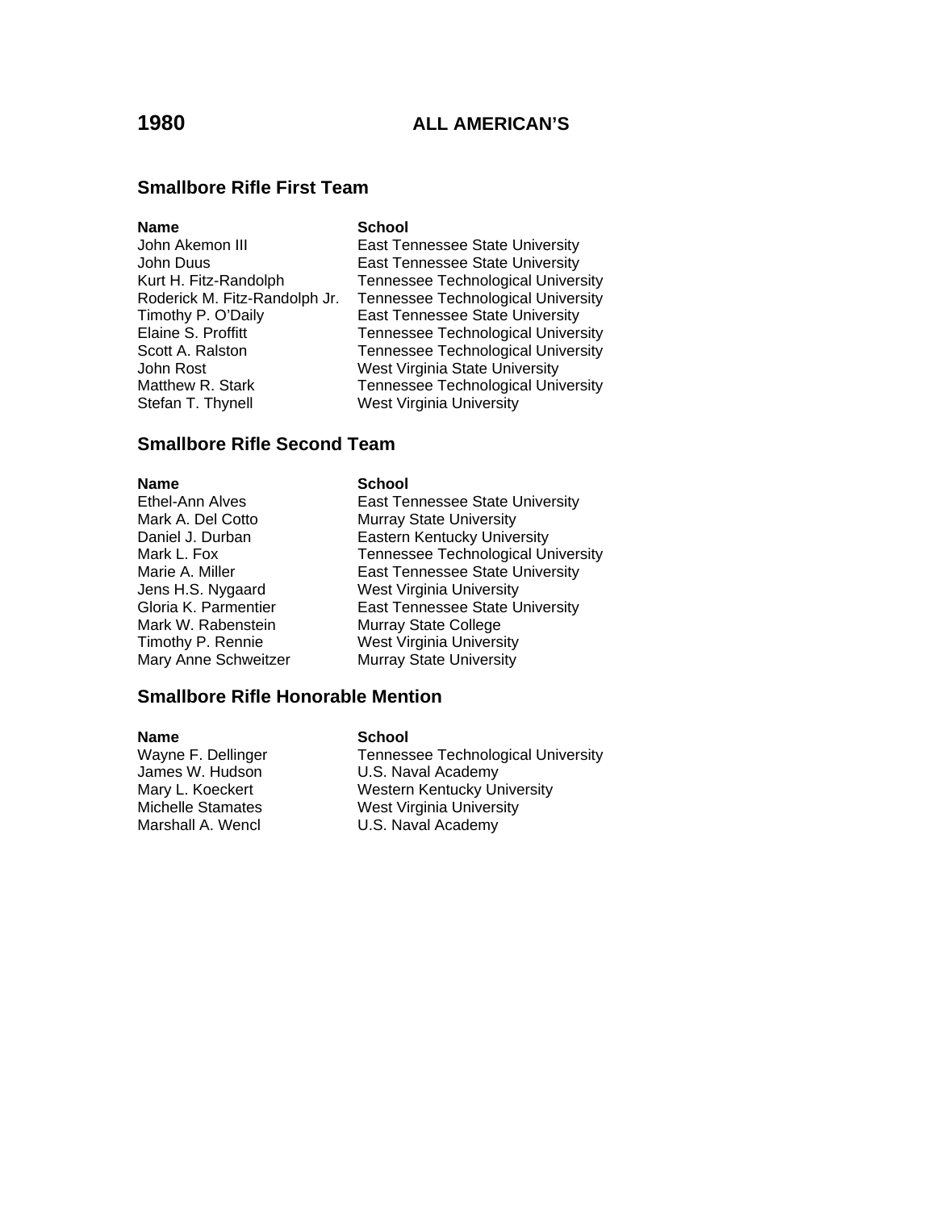# 1980 ALL AMERICAN'S

## Smallbore Rifle First Team

| Name | School |
| --- | --- |
| John Akemon III | East Tennessee State University |
| John Duus | East Tennessee State University |
| Kurt H. Fitz-Randolph | Tennessee Technological University |
| Roderick M. Fitz-Randolph Jr. | Tennessee Technological University |
| Timothy P. O'Daily | East Tennessee State University |
| Elaine S. Proffitt | Tennessee Technological University |
| Scott A. Ralston | Tennessee Technological University |
| John Rost | West Virginia State University |
| Matthew R. Stark | Tennessee Technological University |
| Stefan T. Thynell | West Virginia University |

## Smallbore Rifle Second Team

| Name | School |
| --- | --- |
| Ethel-Ann Alves | East Tennessee State University |
| Mark A. Del Cotto | Murray State University |
| Daniel J. Durban | Eastern Kentucky University |
| Mark L. Fox | Tennessee Technological University |
| Marie A. Miller | East Tennessee State University |
| Jens H.S. Nygaard | West Virginia University |
| Gloria K. Parmentier | East Tennessee State University |
| Mark W. Rabenstein | Murray State College |
| Timothy P. Rennie | West Virginia University |
| Mary Anne Schweitzer | Murray State University |

## Smallbore Rifle Honorable Mention

| Name | School |
| --- | --- |
| Wayne F. Dellinger | Tennessee Technological University |
| James W. Hudson | U.S. Naval Academy |
| Mary L. Koeckert | Western Kentucky University |
| Michelle Stamates | West Virginia University |
| Marshall A. Wencl | U.S. Naval Academy |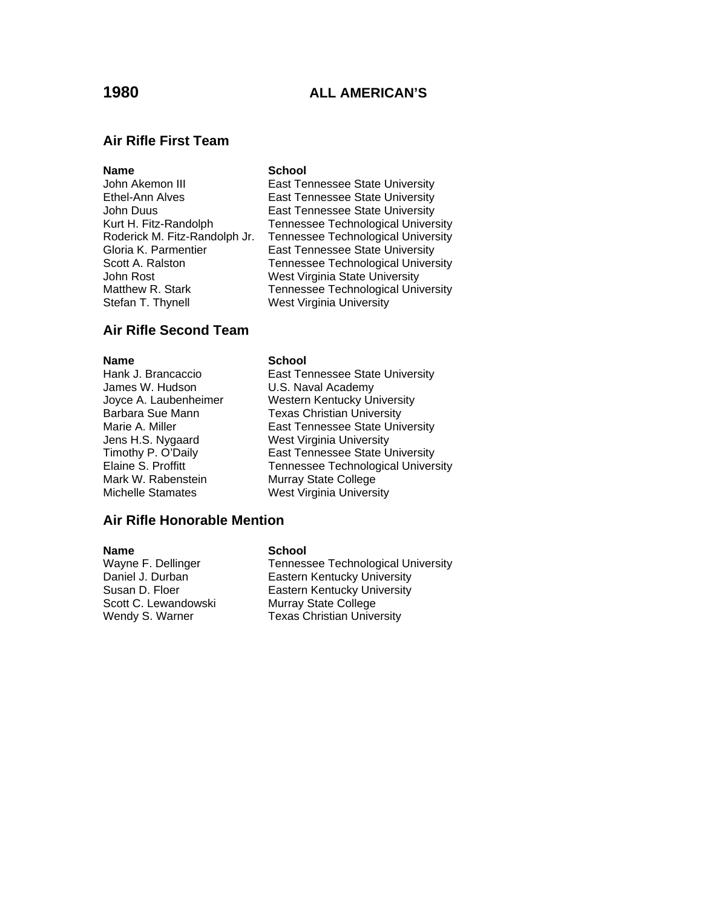# 1980 ALL AMERICAN'S

## Air Rifle First Team

| Name | School |
| --- | --- |
| John Akemon III | East Tennessee State University |
| Ethel-Ann Alves | East Tennessee State University |
| John Duus | East Tennessee State University |
| Kurt H. Fitz-Randolph | Tennessee Technological University |
| Roderick M. Fitz-Randolph Jr. | Tennessee Technological University |
| Gloria K. Parmentier | East Tennessee State University |
| Scott A. Ralston | Tennessee Technological University |
| John Rost | West Virginia State University |
| Matthew R. Stark | Tennessee Technological University |
| Stefan T. Thynell | West Virginia University |

## Air Rifle Second Team

| Name | School |
| --- | --- |
| Hank J. Brancaccio | East Tennessee State University |
| James W. Hudson | U.S. Naval Academy |
| Joyce A. Laubenheimer | Western Kentucky University |
| Barbara Sue Mann | Texas Christian University |
| Marie A. Miller | East Tennessee State University |
| Jens H.S. Nygaard | West Virginia University |
| Timothy P. O'Daily | East Tennessee State University |
| Elaine S. Proffitt | Tennessee Technological University |
| Mark W. Rabenstein | Murray State College |
| Michelle Stamates | West Virginia University |

## Air Rifle Honorable Mention

| Name | School |
| --- | --- |
| Wayne F. Dellinger | Tennessee Technological University |
| Daniel J. Durban | Eastern Kentucky University |
| Susan D. Floer | Eastern Kentucky University |
| Scott C. Lewandowski | Murray State College |
| Wendy S. Warner | Texas Christian University |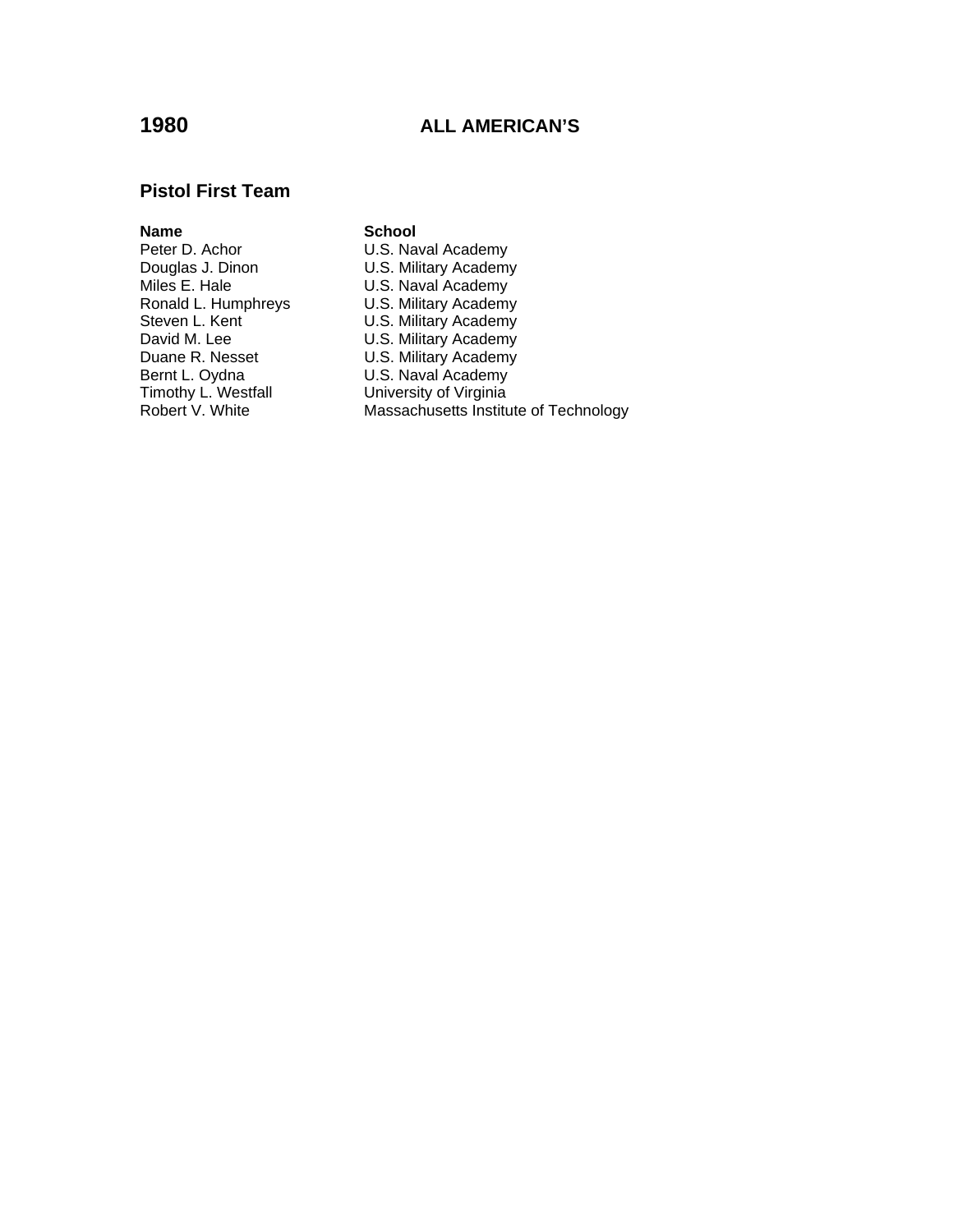# 1980 ALL AMERICAN'S

## Pistol First Team

| Name | School |
|---|---|
| Peter D. Achor | U.S. Naval Academy |
| Douglas J. Dinon | U.S. Military Academy |
| Miles E. Hale | U.S. Naval Academy |
| Ronald L. Humphreys | U.S. Military Academy |
| Steven L. Kent | U.S. Military Academy |
| David M. Lee | U.S. Military Academy |
| Duane R. Nesset | U.S. Military Academy |
| Bernt L. Oydna | U.S. Naval Academy |
| Timothy L. Westfall | University of Virginia |
| Robert V. White | Massachusetts Institute of Technology |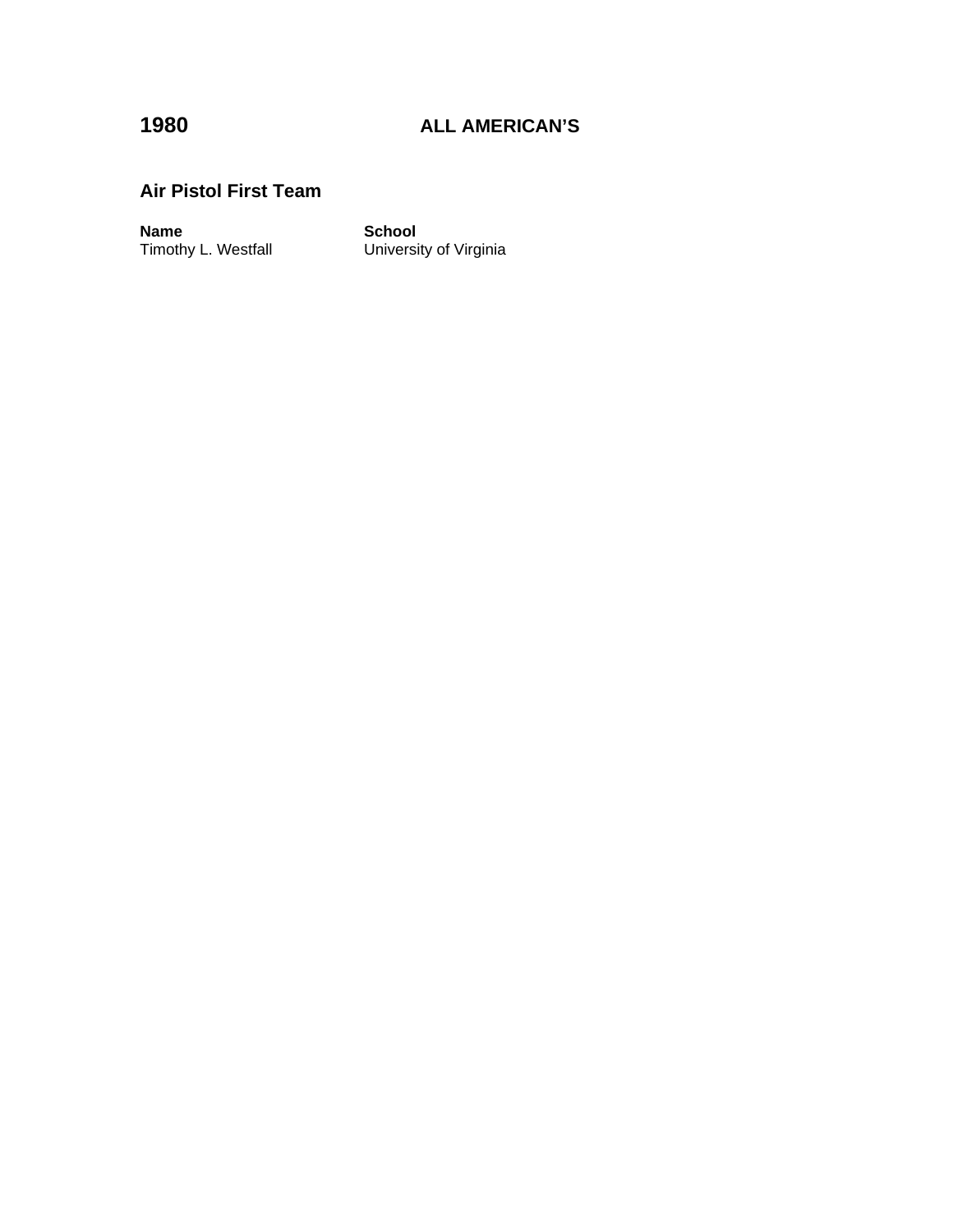# 1980 ALL AMERICAN'S

## Air Pistol First Team

| Name | School |
| --- | --- |
| Timothy L. Westfall | University of Virginia |